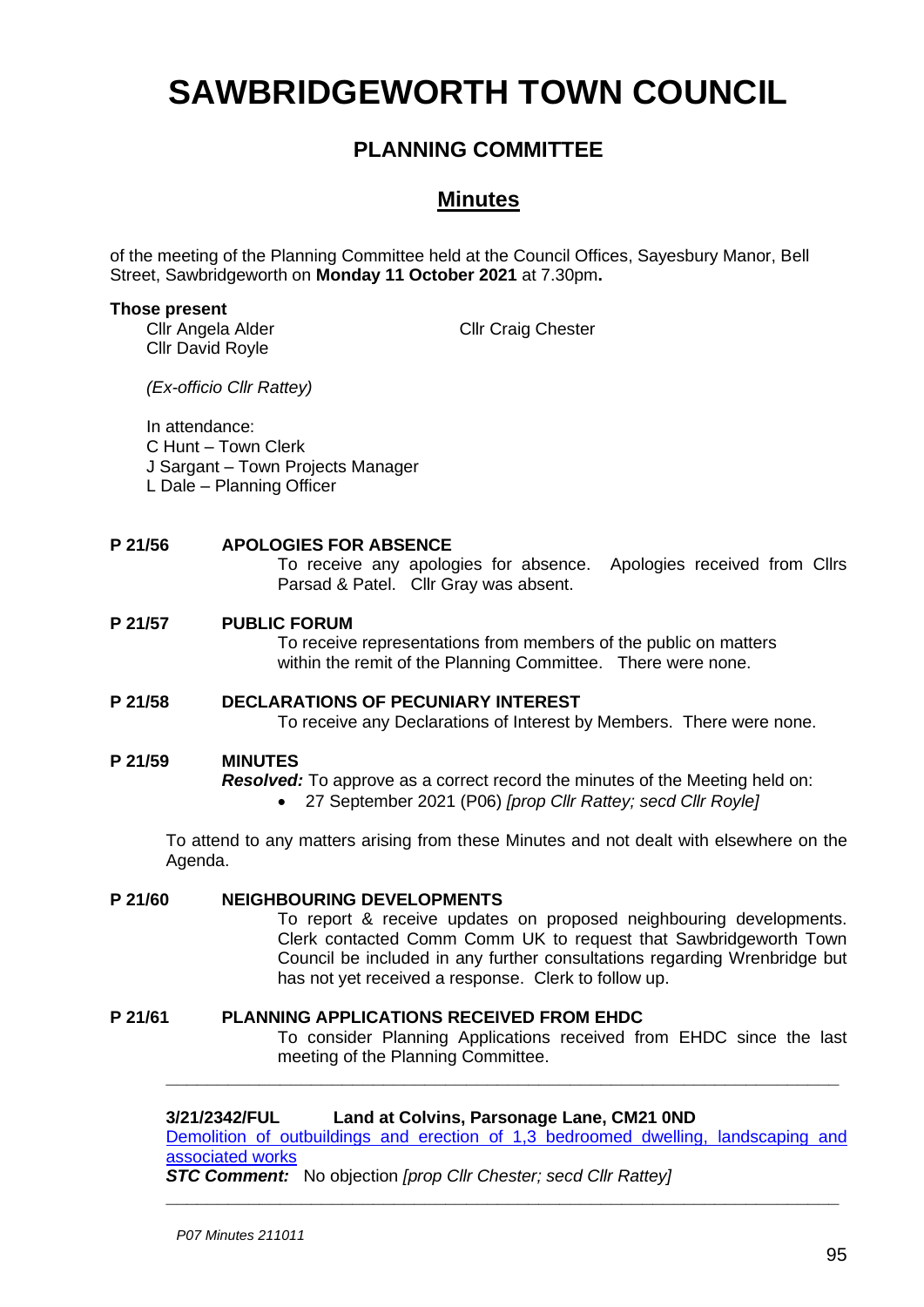# SAWBRIDGEWORTH TOWN COUNCIL

## PLANNING COMMITTEE

## Minutes

of the meeting of the Planning Committee held at the Council Offices, Sayesbury Manor, Bell Street, Sawbridgeworth on **Monday 11 October 2021** at 7.30pm**.**

**Those present**

Cllr Angela Alder
Cllr Craig Chester
Cllr David Royle

*(Ex-officio Cllr Rattey)*

In attendance:
C Hunt – Town Clerk
J Sargant – Town Projects Manager
L Dale – Planning Officer

**P 21/56 APOLOGIES FOR ABSENCE**

To receive any apologies for absence. Apologies received from Cllrs Parsad & Patel. Cllr Gray was absent.

**P 21/57 PUBLIC FORUM**

To receive representations from members of the public on matters within the remit of the Planning Committee. There were none.

**P 21/58 DECLARATIONS OF PECUNIARY INTEREST**

To receive any Declarations of Interest by Members. There were none.

**P 21/59 MINUTES**

***Resolved:*** To approve as a correct record the minutes of the Meeting held on:

- 27 September 2021 (P06) *[prop Cllr Rattey; secd Cllr Royle]*

To attend to any matters arising from these Minutes and not dealt with elsewhere on the Agenda.

**P 21/60 NEIGHBOURING DEVELOPMENTS**

To report & receive updates on proposed neighbouring developments. Clerk contacted Comm Comm UK to request that Sawbridgeworth Town Council be included in any further consultations regarding Wrenbridge but has not yet received a response. Clerk to follow up.

**P 21/61 PLANNING APPLICATIONS RECEIVED FROM EHDC**

To consider Planning Applications received from EHDC since the last meeting of the Planning Committee.

---

**3/21/2342/FUL Land at Colvins, Parsonage Lane, CM21 0ND**

Demolition of outbuildings and erection of 1,3 bedroomed dwelling, landscaping and associated works

***STC Comment:*** No objection *[prop Cllr Chester; secd Cllr Rattey]*

---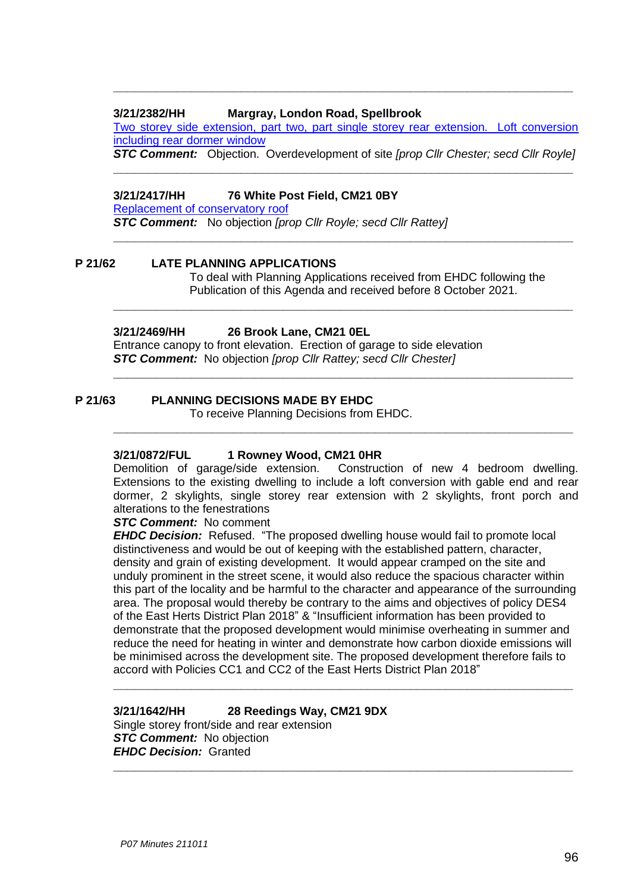---

**3/21/2382/HH Margray, London Road, Spellbrook**

Two storey side extension, part two, part single storey rear extension. Loft conversion including rear dormer window

***STC Comment:*** Objection. Overdevelopment of site *[prop Cllr Chester; secd Cllr Royle]*

---

**3/21/2417/HH 76 White Post Field, CM21 0BY**

Replacement of conservatory roof

***STC Comment:*** No objection *[prop Cllr Royle; secd Cllr Rattey]*

---

## P 21/62 LATE PLANNING APPLICATIONS

To deal with Planning Applications received from EHDC following the Publication of this Agenda and received before 8 October 2021.

---

**3/21/2469/HH 26 Brook Lane, CM21 0EL**

Entrance canopy to front elevation. Erection of garage to side elevation

***STC Comment:*** No objection *[prop Cllr Rattey; secd Cllr Chester]*

---

## P 21/63 PLANNING DECISIONS MADE BY EHDC

To receive Planning Decisions from EHDC.

---

**3/21/0872/FUL 1 Rowney Wood, CM21 0HR**

Demolition of garage/side extension. Construction of new 4 bedroom dwelling. Extensions to the existing dwelling to include a loft conversion with gable end and rear dormer, 2 skylights, single storey rear extension with 2 skylights, front porch and alterations to the fenestrations

***STC Comment:*** No comment

***EHDC Decision:*** Refused. "The proposed dwelling house would fail to promote local distinctiveness and would be out of keeping with the established pattern, character, density and grain of existing development. It would appear cramped on the site and unduly prominent in the street scene, it would also reduce the spacious character within this part of the locality and be harmful to the character and appearance of the surrounding area. The proposal would thereby be contrary to the aims and objectives of policy DES4 of the East Herts District Plan 2018" & "Insufficient information has been provided to demonstrate that the proposed development would minimise overheating in summer and reduce the need for heating in winter and demonstrate how carbon dioxide emissions will be minimised across the development site. The proposed development therefore fails to accord with Policies CC1 and CC2 of the East Herts District Plan 2018"

---

**3/21/1642/HH 28 Reedings Way, CM21 9DX**

Single storey front/side and rear extension

***STC Comment:*** No objection

***EHDC Decision:*** Granted

---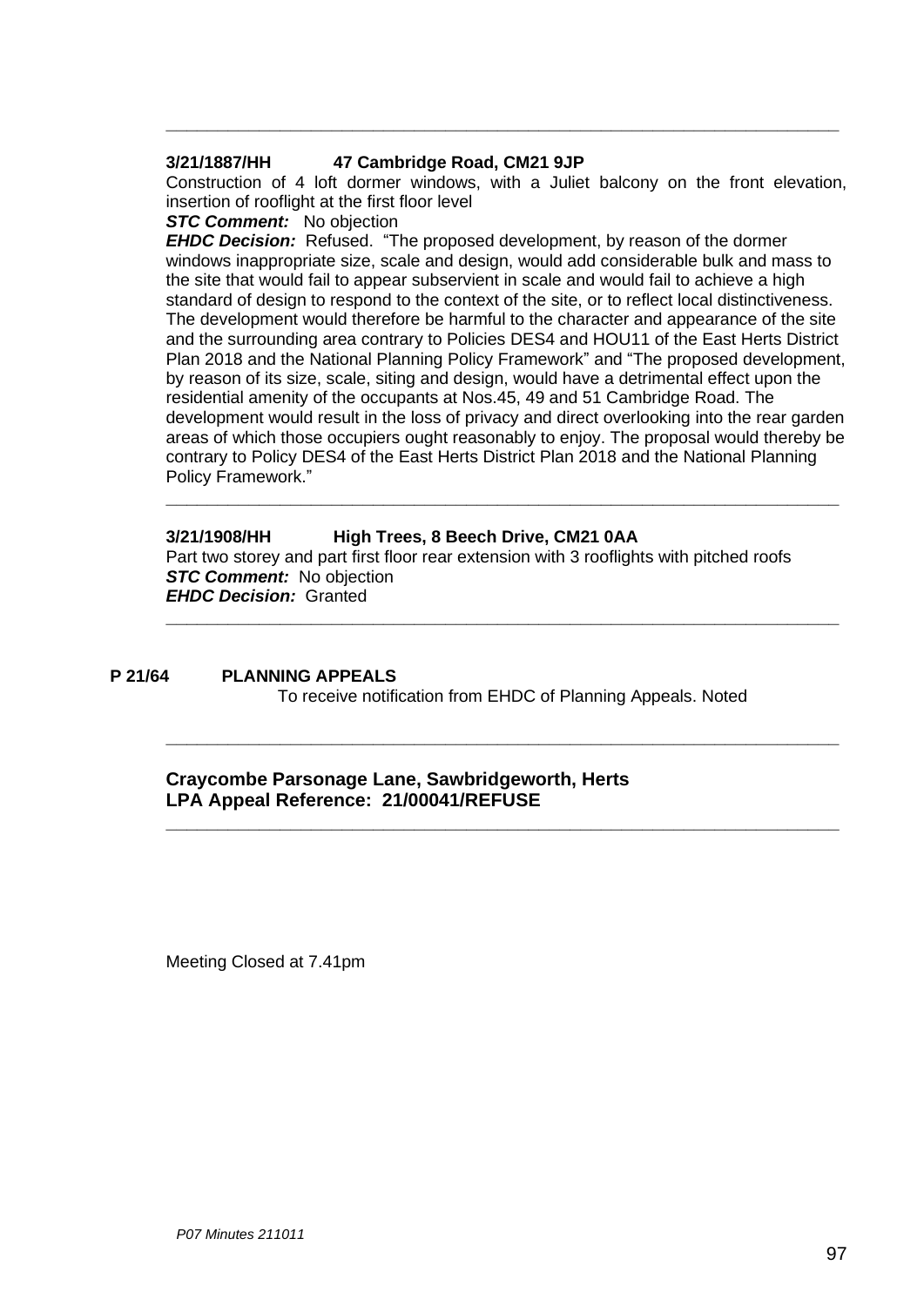---

**3/21/1887/HH 47 Cambridge Road, CM21 9JP**

Construction of 4 loft dormer windows, with a Juliet balcony on the front elevation, insertion of rooflight at the first floor level

***STC Comment:*** No objection

***EHDC Decision:*** Refused. "The proposed development, by reason of the dormer windows inappropriate size, scale and design, would add considerable bulk and mass to the site that would fail to appear subservient in scale and would fail to achieve a high standard of design to respond to the context of the site, or to reflect local distinctiveness. The development would therefore be harmful to the character and appearance of the site and the surrounding area contrary to Policies DES4 and HOU11 of the East Herts District Plan 2018 and the National Planning Policy Framework" and "The proposed development, by reason of its size, scale, siting and design, would have a detrimental effect upon the residential amenity of the occupants at Nos.45, 49 and 51 Cambridge Road. The development would result in the loss of privacy and direct overlooking into the rear garden areas of which those occupiers ought reasonably to enjoy. The proposal would thereby be contrary to Policy DES4 of the East Herts District Plan 2018 and the National Planning Policy Framework."

---

**3/21/1908/HH High Trees, 8 Beech Drive, CM21 0AA**

Part two storey and part first floor rear extension with 3 rooflights with pitched roofs

***STC Comment:*** No objection

***EHDC Decision:*** Granted

---

**P 21/64 PLANNING APPEALS**

To receive notification from EHDC of Planning Appeals. Noted

---

**Craycombe Parsonage Lane, Sawbridgeworth, Herts**
**LPA Appeal Reference: 21/00041/REFUSE**

---

Meeting Closed at 7.41pm

*P07 Minutes 211011*